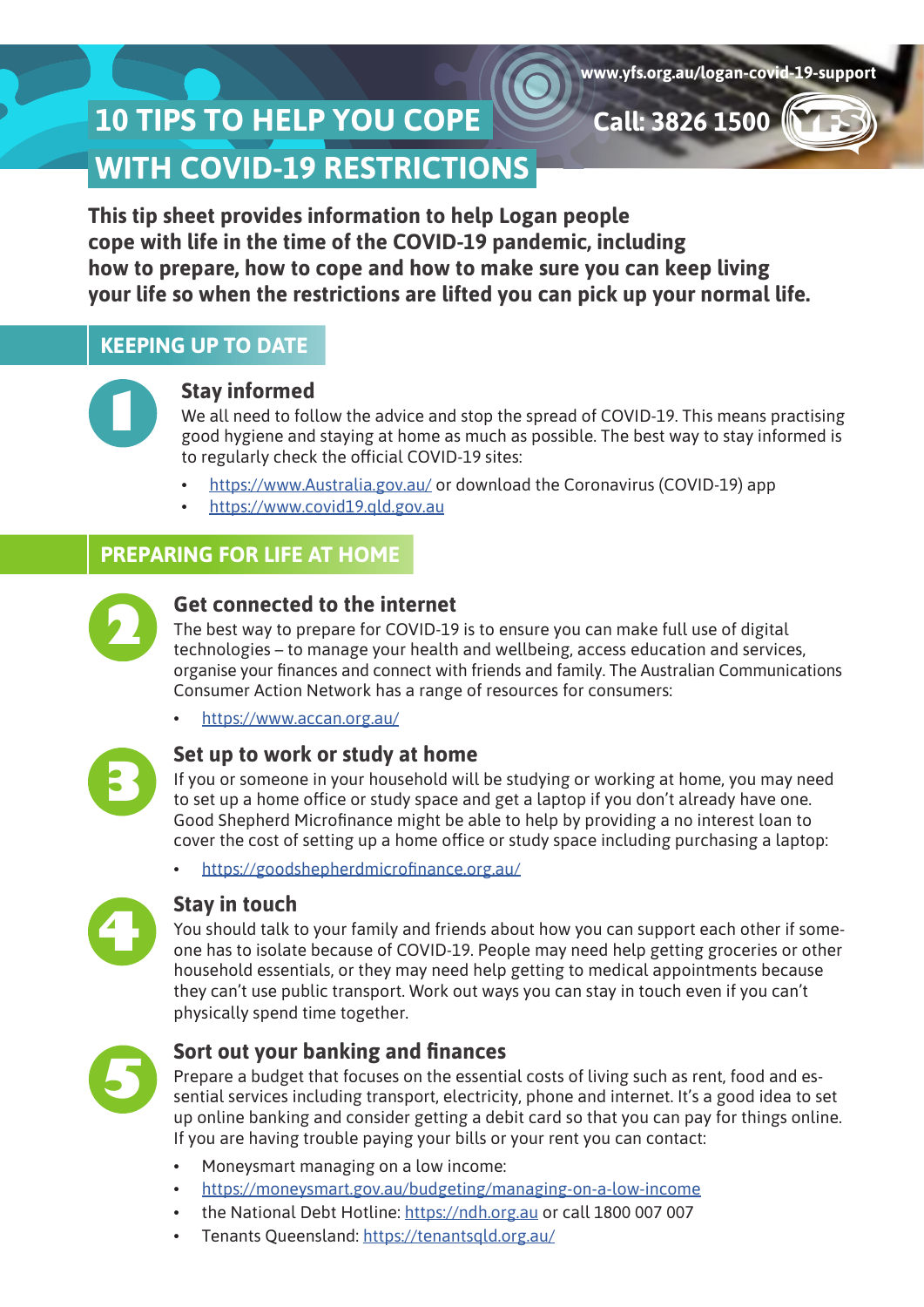www.yfs.org.au/logan-covid-19-support

# 10 TIPS TO HELP YOU COPE WITH COVID-19 RESTRICTIONS

Call: 3826 1500

**This tip sheet provides information to help Logan people cope with life in the time of the COVID-19 pandemic, including how to prepare, how to cope and how to make sure you can keep living your life so when the restrictions are lifted you can pick up your normal life.**

## KEEPING UP TO DATE

### 1 Stay informed

We all need to follow the advice and stop the spread of COVID-19. This means practising good hygiene and staying at home as much as possible. The best way to stay informed is to regularly check the official COVID-19 sites:

- https://www.Australia.gov.au/ or download the Coronavirus (COVID-19) app
- https://www.covid19.qld.gov.au

## PREPARING FOR LIFE AT HOME

### 2 Get connected to the internet

The best way to prepare for COVID-19 is to ensure you can make full use of digital technologies – to manage your health and wellbeing, access education and services, organise your finances and connect with friends and family. The Australian Communications Consumer Action Network has a range of resources for consumers:

- https://www.accan.org.au/

### 3 Set up to work or study at home

If you or someone in your household will be studying or working at home, you may need to set up a home office or study space and get a laptop if you don't already have one. Good Shepherd Microfinance might be able to help by providing a no interest loan to cover the cost of setting up a home office or study space including purchasing a laptop:

- https://goodshepherdmicrofinance.org.au/

### 4 Stay in touch

You should talk to your family and friends about how you can support each other if someone has to isolate because of COVID-19. People may need help getting groceries or other household essentials, or they may need help getting to medical appointments because they can't use public transport. Work out ways you can stay in touch even if you can't physically spend time together.

### 5 Sort out your banking and finances

Prepare a budget that focuses on the essential costs of living such as rent, food and essential services including transport, electricity, phone and internet. It's a good idea to set up online banking and consider getting a debit card so that you can pay for things online. If you are having trouble paying your bills or your rent you can contact:

- Moneysmart managing on a low income:
- https://moneysmart.gov.au/budgeting/managing-on-a-low-income
- the National Debt Hotline: https://ndh.org.au or call 1800 007 007
- Tenants Queensland: https://tenantsqld.org.au/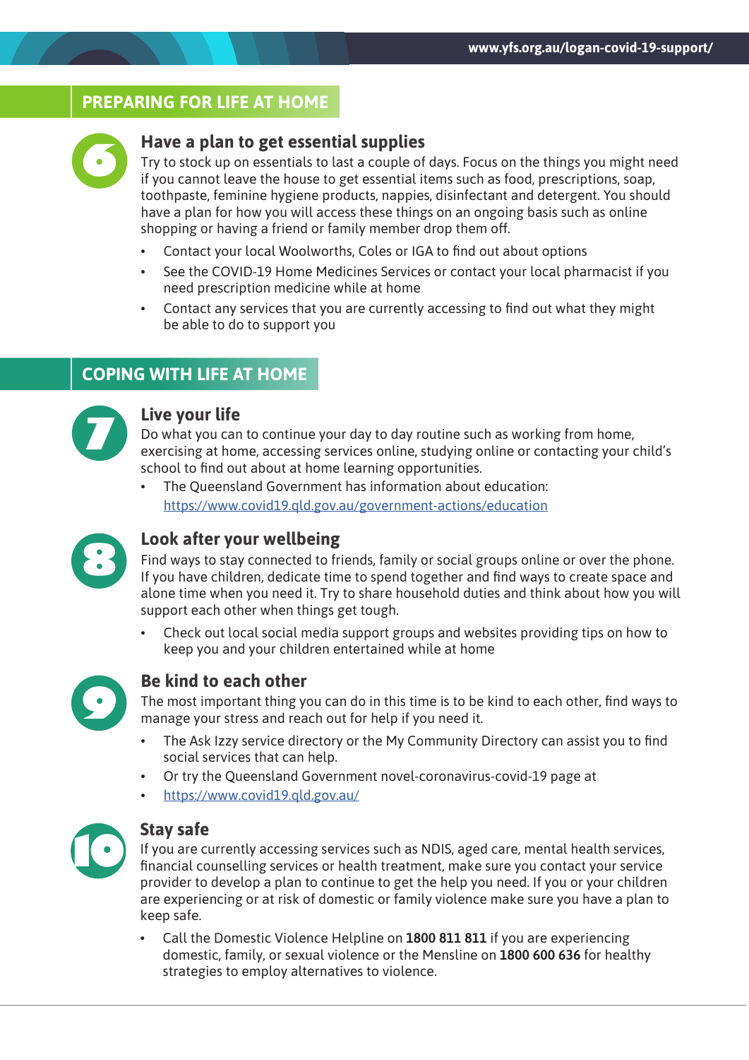## PREPARING FOR LIFE AT HOME

### 6 Have a plan to get essential supplies

Try to stock up on essentials to last a couple of days. Focus on the things you might need if you cannot leave the house to get essential items such as food, prescriptions, soap, toothpaste, feminine hygiene products, nappies, disinfectant and detergent. You should have a plan for how you will access these things on an ongoing basis such as online shopping or having a friend or family member drop them off.

- Contact your local Woolworths, Coles or IGA to find out about options
- See the COVID-19 Home Medicines Services or contact your local pharmacist if you need prescription medicine while at home
- Contact any services that you are currently accessing to find out what they might be able to do to support you

## COPING WITH LIFE AT HOME

### 7 Live your life

Do what you can to continue your day to day routine such as working from home, exercising at home, accessing services online, studying online or contacting your child's school to find out about at home learning opportunities.

- The Queensland Government has information about education: https://www.covid19.qld.gov.au/government-actions/education

### 8 Look after your wellbeing

Find ways to stay connected to friends, family or social groups online or over the phone. If you have children, dedicate time to spend together and find ways to create space and alone time when you need it. Try to share household duties and think about how you will support each other when things get tough.

- Check out local social media support groups and websites providing tips on how to keep you and your children entertained while at home

### 9 Be kind to each other

The most important thing you can do in this time is to be kind to each other, find ways to manage your stress and reach out for help if you need it.

- The Ask Izzy service directory or the My Community Directory can assist you to find social services that can help.
- Or try the Queensland Government novel-coronavirus-covid-19 page at
- https://www.covid19.qld.gov.au/

### 10 Stay safe

If you are currently accessing services such as NDIS, aged care, mental health services, financial counselling services or health treatment, make sure you contact your service provider to develop a plan to continue to get the help you need. If you or your children are experiencing or at risk of domestic or family violence make sure you have a plan to keep safe.

- Call the Domestic Violence Helpline on **1800 811 811** if you are experiencing domestic, family, or sexual violence or the Mensline on **1800 600 636** for healthy strategies to employ alternatives to violence.